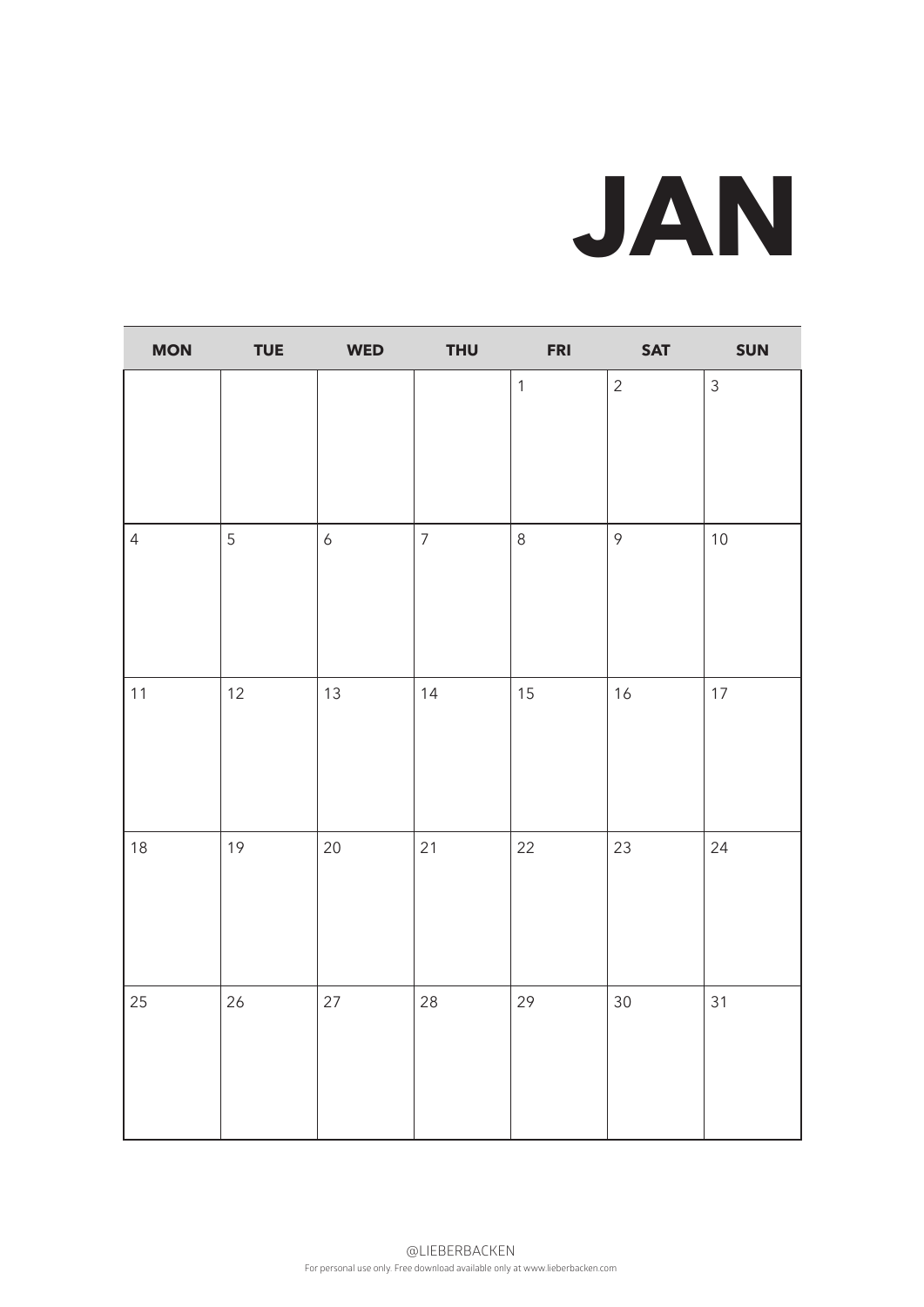# JAN

| MON | TUE | WED | THU | FRI | SAT | SUN |
|---|---|---|---|---|---|---|
| | | | | 1 | 2 | 3 |
| 4 | 5 | 6 | 7 | 8 | 9 | 10 |
| 11 | 12 | 13 | 14 | 15 | 16 | 17 |
| 18 | 19 | 20 | 21 | 22 | 23 | 24 |
| 25 | 26 | 27 | 28 | 29 | 30 | 31 |

@LIEBERBACKEN

For personal use only. Free download available only at www.lieberbacken.com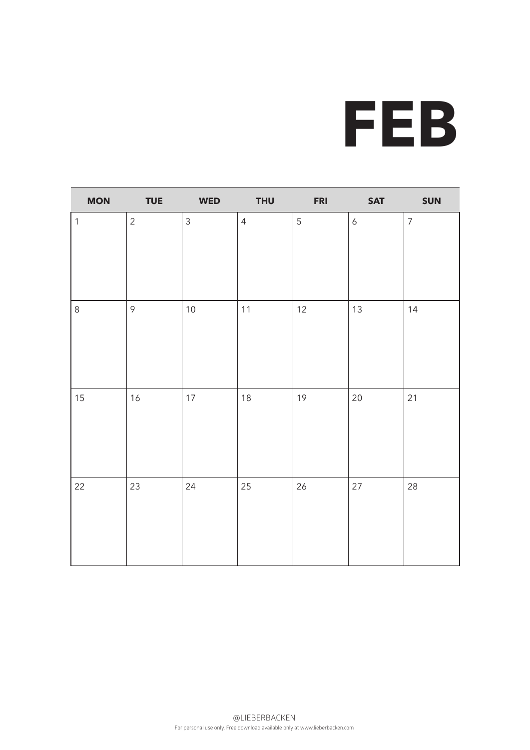# FEB

| MON | TUE | WED | THU | FRI | SAT | SUN |
|---|---|---|---|---|---|---|
| 1 | 2 | 3 | 4 | 5 | 6 | 7 |
| 8 | 9 | 10 | 11 | 12 | 13 | 14 |
| 15 | 16 | 17 | 18 | 19 | 20 | 21 |
| 22 | 23 | 24 | 25 | 26 | 27 | 28 |

@LIEBERBACKEN

For personal use only. Free download available only at www.lieberbacken.com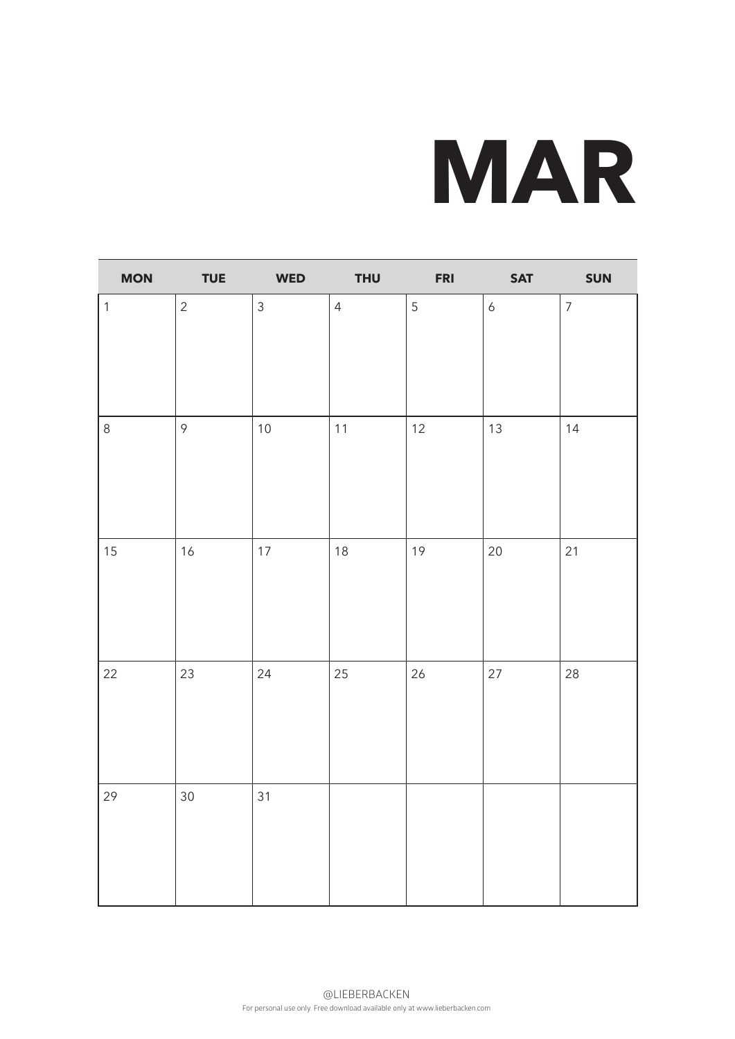# MAR

| MON | TUE | WED | THU | FRI | SAT | SUN |
|---|---|---|---|---|---|---|
| 1 | 2 | 3 | 4 | 5 | 6 | 7 |
| 8 | 9 | 10 | 11 | 12 | 13 | 14 |
| 15 | 16 | 17 | 18 | 19 | 20 | 21 |
| 22 | 23 | 24 | 25 | 26 | 27 | 28 |
| 29 | 30 | 31 | | | | |

@LIEBERBACKEN

For personal use only. Free download available only at www.lieberbacken.com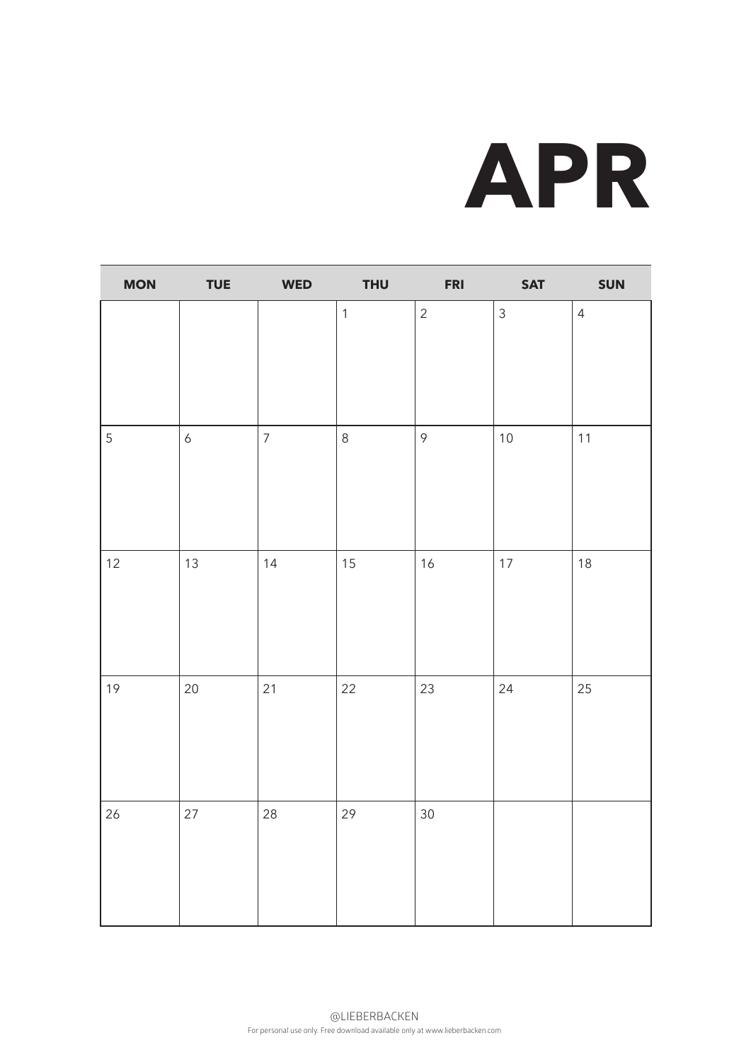# APR

| MON | TUE | WED | THU | FRI | SAT | SUN |
|---|---|---|---|---|---|---|
| | | | 1 | 2 | 3 | 4 |
| 5 | 6 | 7 | 8 | 9 | 10 | 11 |
| 12 | 13 | 14 | 15 | 16 | 17 | 18 |
| 19 | 20 | 21 | 22 | 23 | 24 | 25 |
| 26 | 27 | 28 | 29 | 30 | | |

@LIEBERBACKEN

For personal use only. Free download available only at www.lieberbacken.com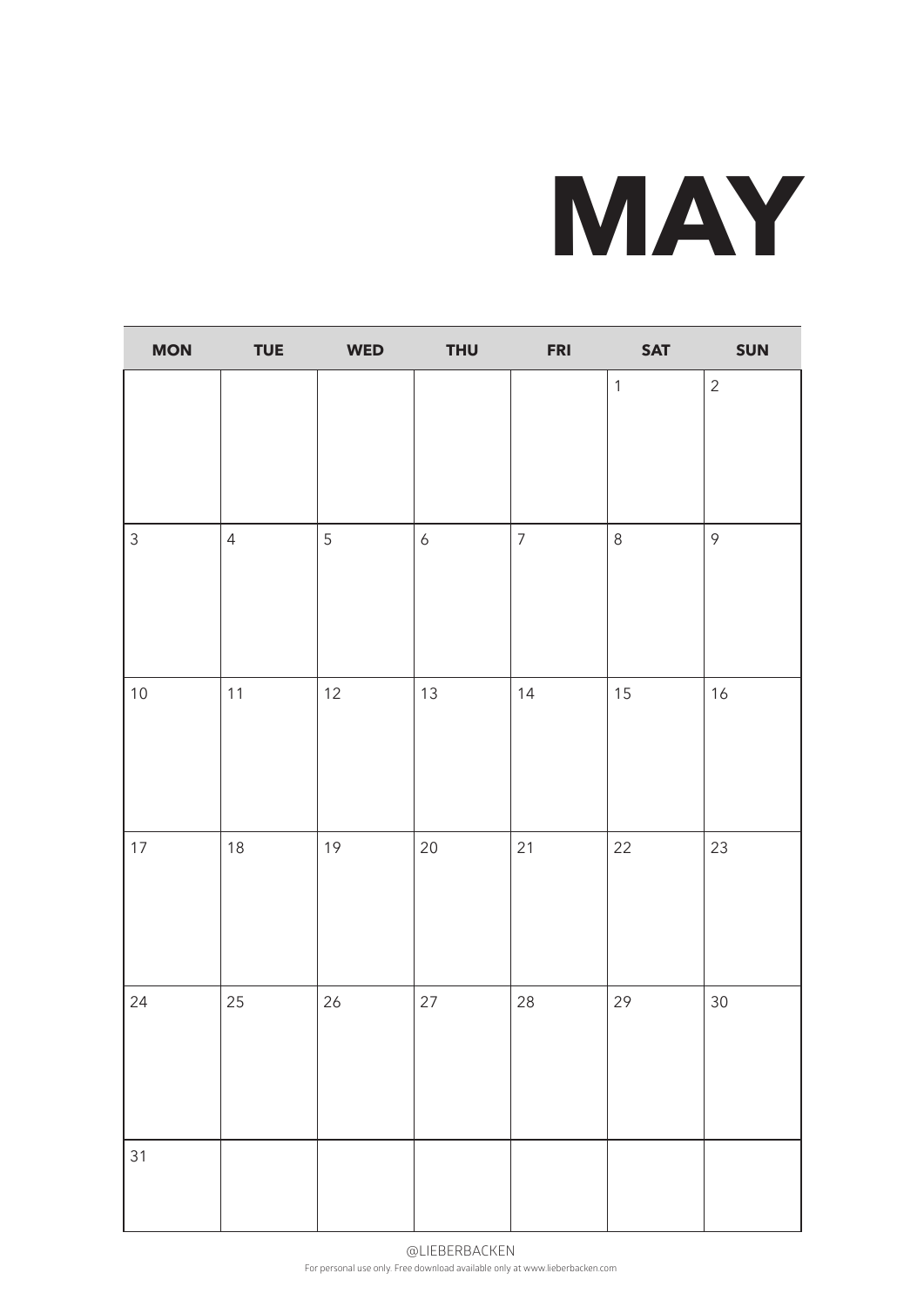# MAY

| MON | TUE | WED | THU | FRI | SAT | SUN |
|---|---|---|---|---|---|---|
| | | | | | 1 | 2 |
| 3 | 4 | 5 | 6 | 7 | 8 | 9 |
| 10 | 11 | 12 | 13 | 14 | 15 | 16 |
| 17 | 18 | 19 | 20 | 21 | 22 | 23 |
| 24 | 25 | 26 | 27 | 28 | 29 | 30 |
| 31 | | | | | | |

@LIEBERBACKEN

For personal use only. Free download available only at www.lieberbacken.com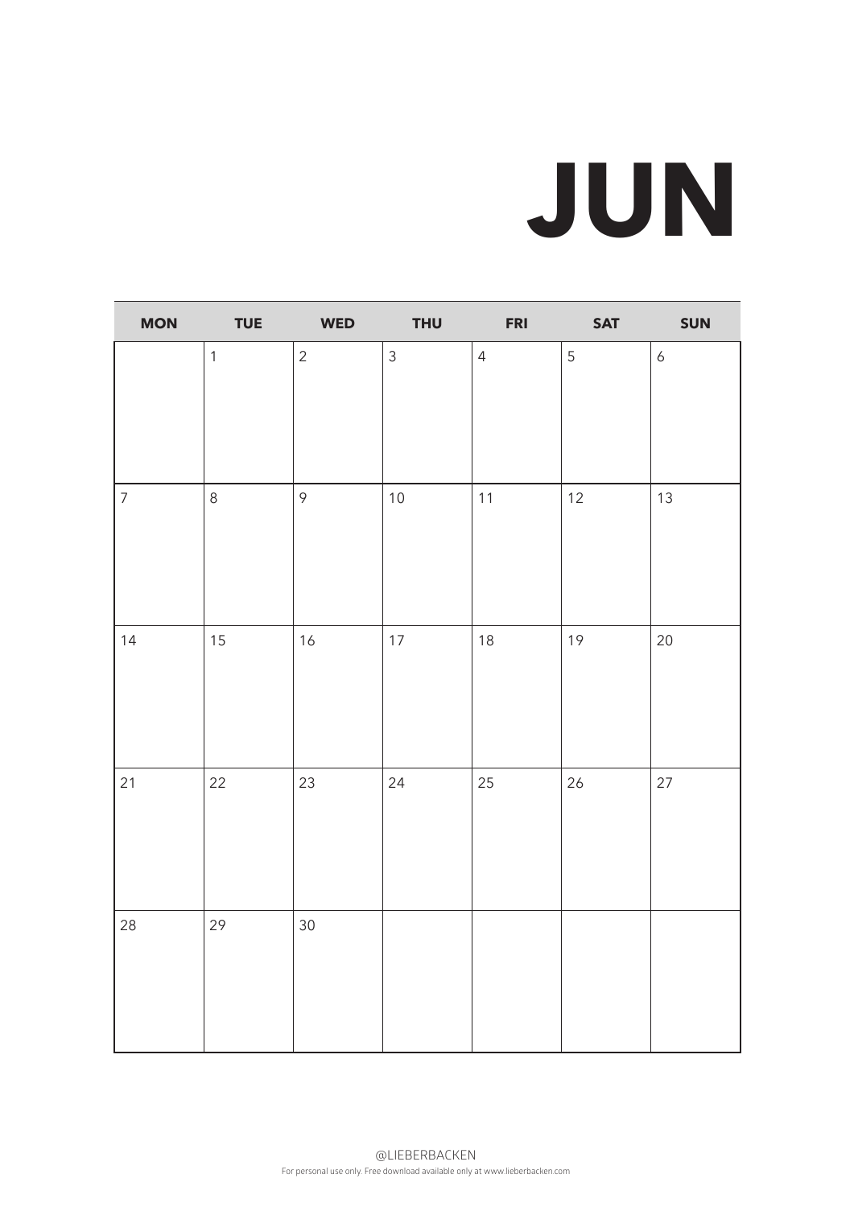# JUN

| MON | TUE | WED | THU | FRI | SAT | SUN |
|---|---|---|---|---|---|---|
| | 1 | 2 | 3 | 4 | 5 | 6 |
| 7 | 8 | 9 | 10 | 11 | 12 | 13 |
| 14 | 15 | 16 | 17 | 18 | 19 | 20 |
| 21 | 22 | 23 | 24 | 25 | 26 | 27 |
| 28 | 29 | 30 | | | | |

@LIEBERBACKEN

For personal use only. Free download available only at www.lieberbacken.com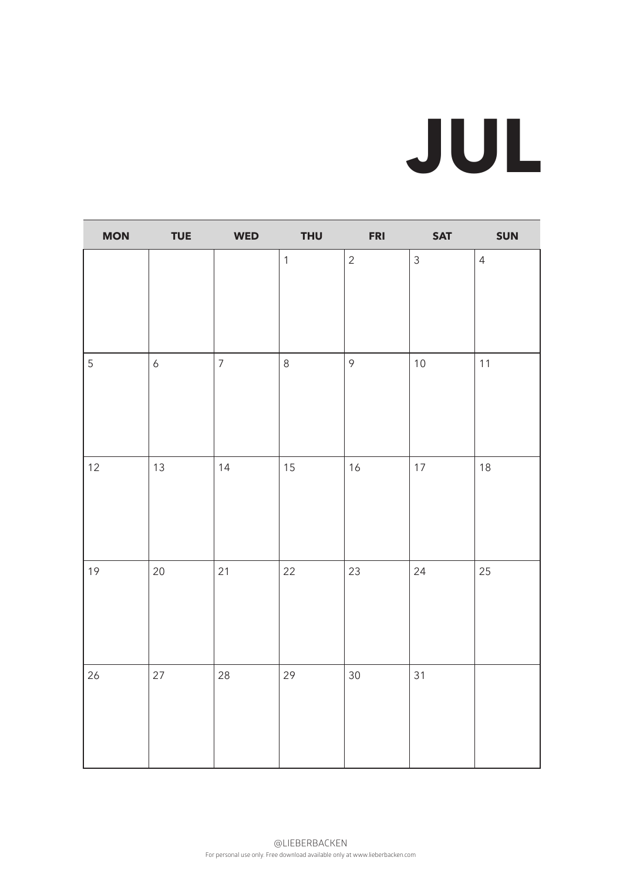# JUL

| MON | TUE | WED | THU | FRI | SAT | SUN |
|---|---|---|---|---|---|---|
| | | | 1 | 2 | 3 | 4 |
| 5 | 6 | 7 | 8 | 9 | 10 | 11 |
| 12 | 13 | 14 | 15 | 16 | 17 | 18 |
| 19 | 20 | 21 | 22 | 23 | 24 | 25 |
| 26 | 27 | 28 | 29 | 30 | 31 | |

@LIEBERBACKEN

For personal use only. Free download available only at www.lieberbacken.com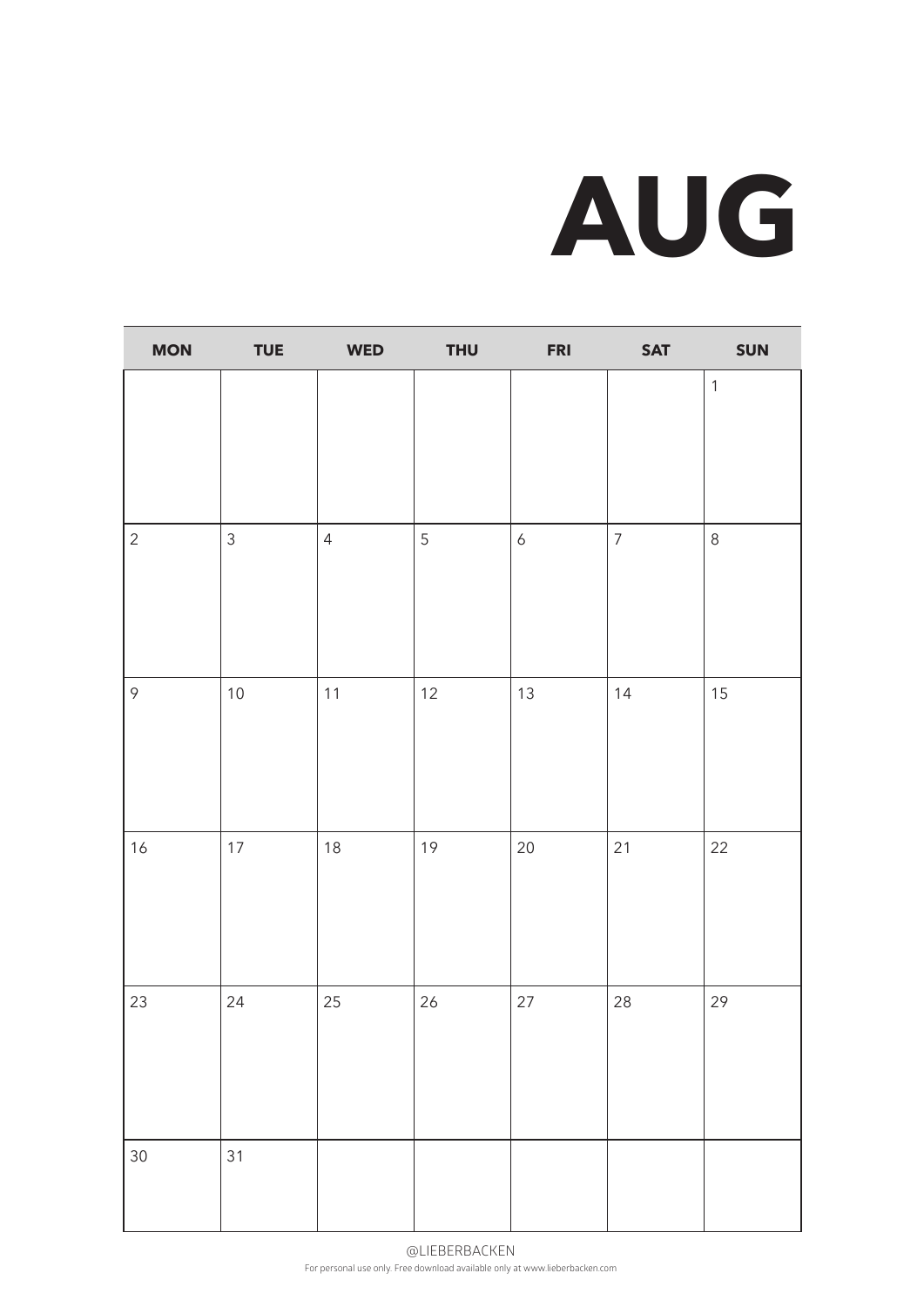# AUG

| MON | TUE | WED | THU | FRI | SAT | SUN |
|---|---|---|---|---|---|---|
| | | | | | | 1 |
| 2 | 3 | 4 | 5 | 6 | 7 | 8 |
| 9 | 10 | 11 | 12 | 13 | 14 | 15 |
| 16 | 17 | 18 | 19 | 20 | 21 | 22 |
| 23 | 24 | 25 | 26 | 27 | 28 | 29 |
| 30 | 31 | | | | | |

@LIEBERBACKEN

For personal use only. Free download available only at www.lieberbacken.com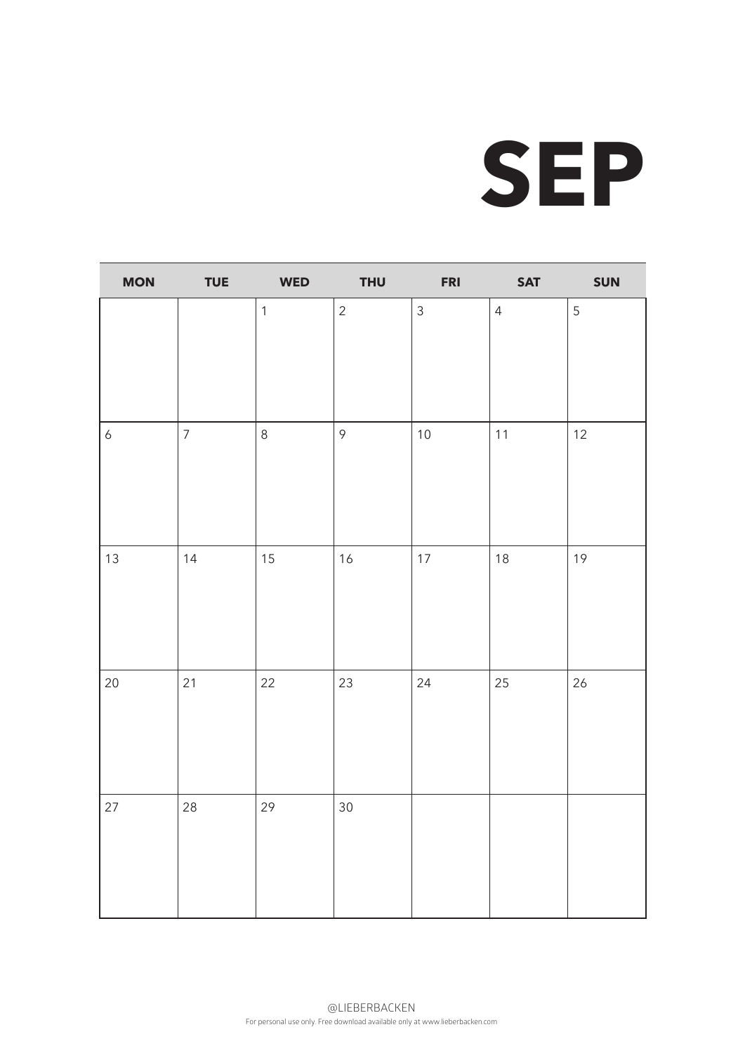# SEP

| MON | TUE | WED | THU | FRI | SAT | SUN |
|---|---|---|---|---|---|---|
| | | 1 | 2 | 3 | 4 | 5 |
| 6 | 7 | 8 | 9 | 10 | 11 | 12 |
| 13 | 14 | 15 | 16 | 17 | 18 | 19 |
| 20 | 21 | 22 | 23 | 24 | 25 | 26 |
| 27 | 28 | 29 | 30 | | | |

@LIEBERBACKEN

For personal use only. Free download available only at www.lieberbacken.com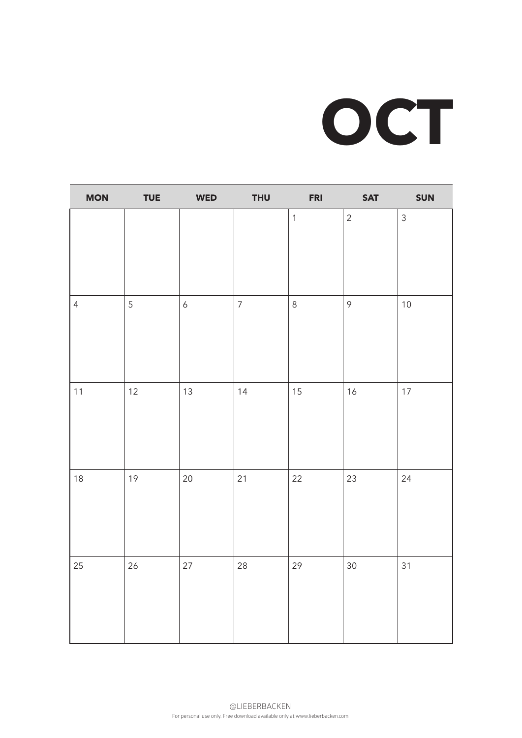# OCT

| MON | TUE | WED | THU | FRI | SAT | SUN |
|---|---|---|---|---|---|---|
| | | | | 1 | 2 | 3 |
| 4 | 5 | 6 | 7 | 8 | 9 | 10 |
| 11 | 12 | 13 | 14 | 15 | 16 | 17 |
| 18 | 19 | 20 | 21 | 22 | 23 | 24 |
| 25 | 26 | 27 | 28 | 29 | 30 | 31 |

@LIEBERBACKEN

For personal use only. Free download available only at www.lieberbacken.com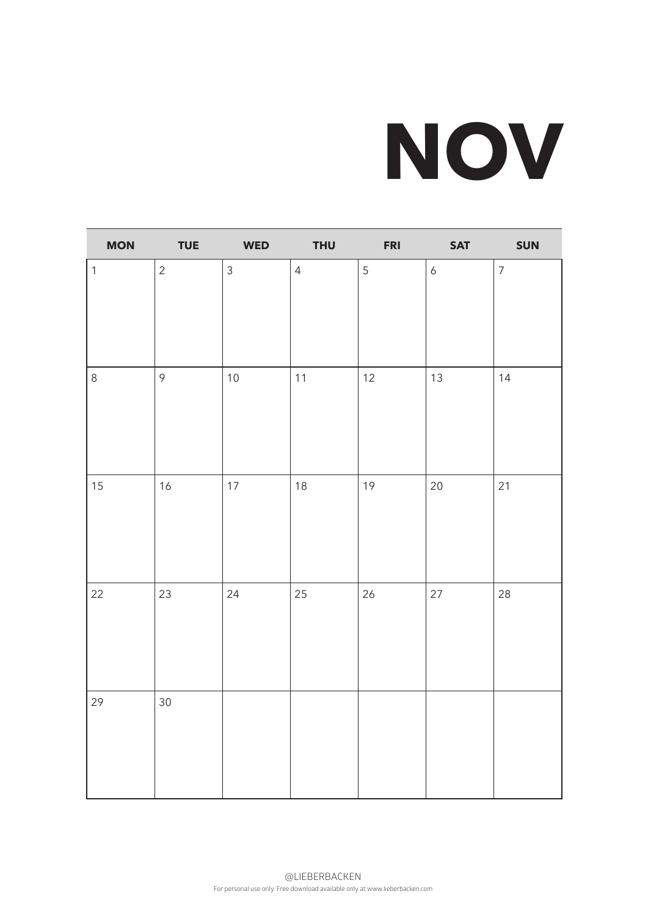# NOV

| MON | TUE | WED | THU | FRI | SAT | SUN |
| --- | --- | --- | --- | --- | --- | --- |
| 1 | 2 | 3 | 4 | 5 | 6 | 7 |
| 8 | 9 | 10 | 11 | 12 | 13 | 14 |
| 15 | 16 | 17 | 18 | 19 | 20 | 21 |
| 22 | 23 | 24 | 25 | 26 | 27 | 28 |
| 29 | 30 | | | | | |

@LIEBERBACKEN

For personal use only. Free download available only at www.lieberbacken.com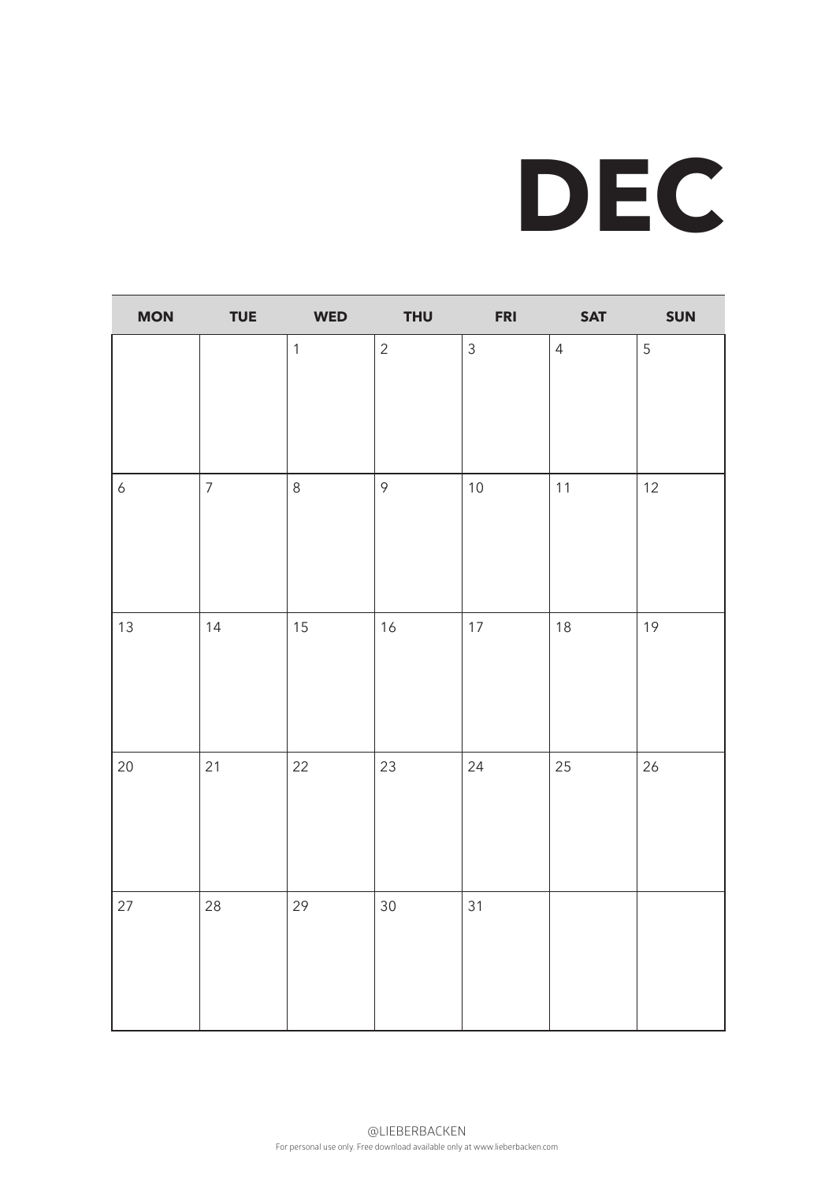# DEC

| MON | TUE | WED | THU | FRI | SAT | SUN |
|---|---|---|---|---|---|---|
| | | 1 | 2 | 3 | 4 | 5 |
| 6 | 7 | 8 | 9 | 10 | 11 | 12 |
| 13 | 14 | 15 | 16 | 17 | 18 | 19 |
| 20 | 21 | 22 | 23 | 24 | 25 | 26 |
| 27 | 28 | 29 | 30 | 31 | | |

@LIEBERBACKEN

For personal use only. Free download available only at www.lieberbacken.com